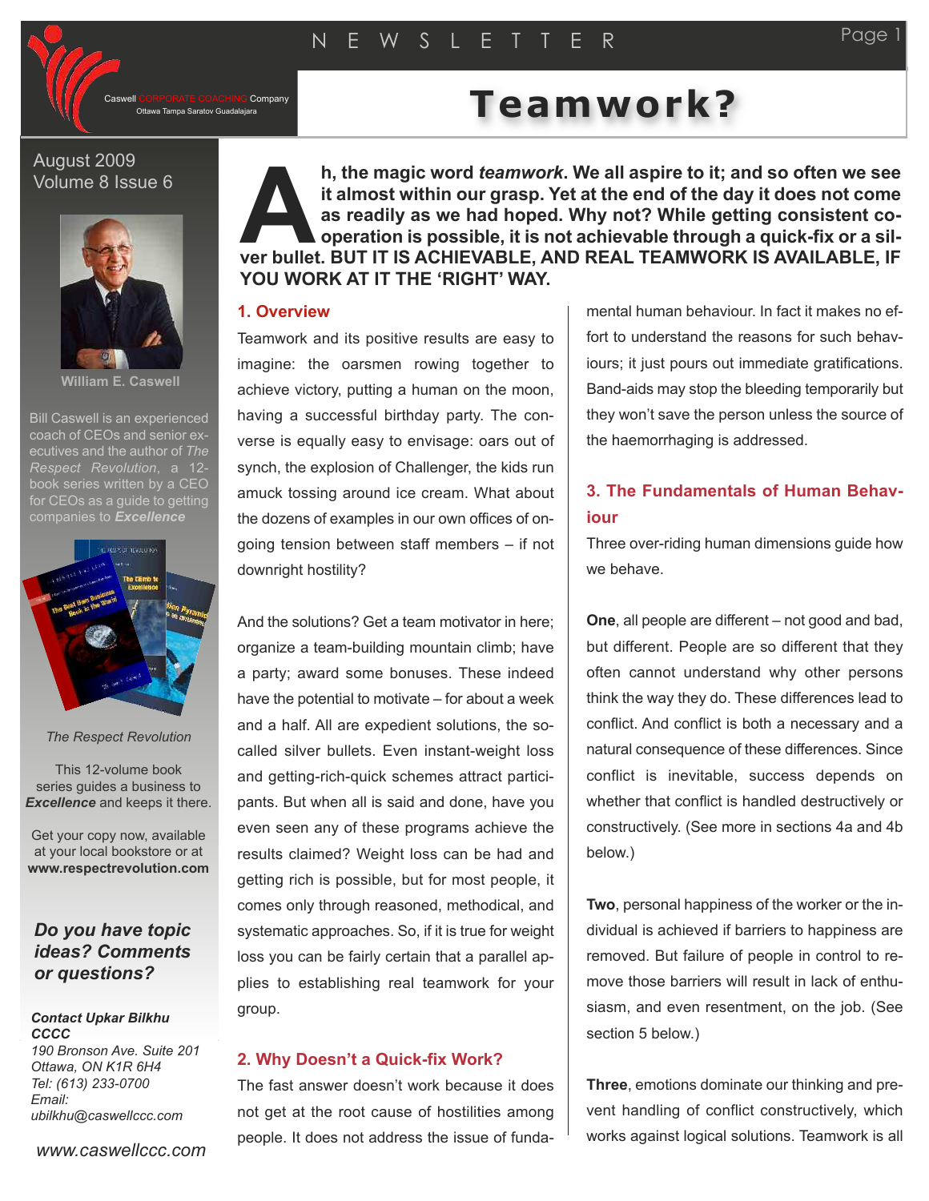# Teamwork?

**Ah, the magic word *teamwork*. We all aspire to it; and so often we see it almost within our grasp. Yet at the end of the day it does not come as readily as we had hoped. Why not? While getting consistent co-operation is possible, it is not achievable through a quick-fix or a silver bullet. BUT IT IS ACHIEVABLE, AND REAL TEAMWORK IS AVAILABLE, IF YOU WORK AT IT THE 'RIGHT' WAY.**

## 1. Overview

Teamwork and its positive results are easy to imagine: the oarsmen rowing together to achieve victory, putting a human on the moon, having a successful birthday party. The converse is equally easy to envisage: oars out of synch, the explosion of Challenger, the kids run amuck tossing around ice cream. What about the dozens of examples in our own offices of ongoing tension between staff members – if not downright hostility?

And the solutions? Get a team motivator in here; organize a team-building mountain climb; have a party; award some bonuses. These indeed have the potential to motivate – for about a week and a half. All are expedient solutions, the so-called silver bullets. Even instant-weight loss and getting-rich-quick schemes attract participants. But when all is said and done, have you even seen any of these programs achieve the results claimed? Weight loss can be had and getting rich is possible, but for most people, it comes only through reasoned, methodical, and systematic approaches. So, if it is true for weight loss you can be fairly certain that a parallel applies to establishing real teamwork for your group.

## 2. Why Doesn't a Quick-fix Work?

The fast answer doesn't work because it does not get at the root cause of hostilities among people. It does not address the issue of fundamental human behaviour. In fact it makes no effort to understand the reasons for such behaviours; it just pours out immediate gratifications. Band-aids may stop the bleeding temporarily but they won't save the person unless the source of the haemorrhaging is addressed.

## 3. The Fundamentals of Human Behaviour

Three over-riding human dimensions guide how we behave.

**One**, all people are different – not good and bad, but different. People are so different that they often cannot understand why other persons think the way they do. These differences lead to conflict. And conflict is both a necessary and a natural consequence of these differences. Since conflict is inevitable, success depends on whether that conflict is handled destructively or constructively. (See more in sections 4a and 4b below.)

**Two**, personal happiness of the worker or the individual is achieved if barriers to happiness are removed. But failure of people in control to remove those barriers will result in lack of enthusiasm, and even resentment, on the job. (See section 5 below.)

**Three**, emotions dominate our thinking and prevent handling of conflict constructively, which works against logical solutions. Teamwork is all

---

Caswell CORPORATE COACHING Company
Ottawa Tampa Saratov Guadalajara

August 2009
Volume 8 Issue 6

William E. Caswell

Bill Caswell is an experienced coach of CEOs and senior executives and the author of *The Respect Revolution*, a 12-book series written by a CEO for CEOs as a guide to getting companies to ***Excellence***

*The Respect Revolution*

This 12-volume book series guides a business to ***Excellence*** and keeps it there.

Get your copy now, available at your local bookstore or at **www.respectrevolution.com**

***Do you have topic ideas? Comments or questions?***

***Contact Upkar Bilkhu***
***CCCC***
*190 Bronson Ave. Suite 201*
*Ottawa, ON K1R 6H4*
*Tel: (613) 233-0700*
*Email:*
*ubilkhu@caswellccc.com*

*www.caswellccc.com*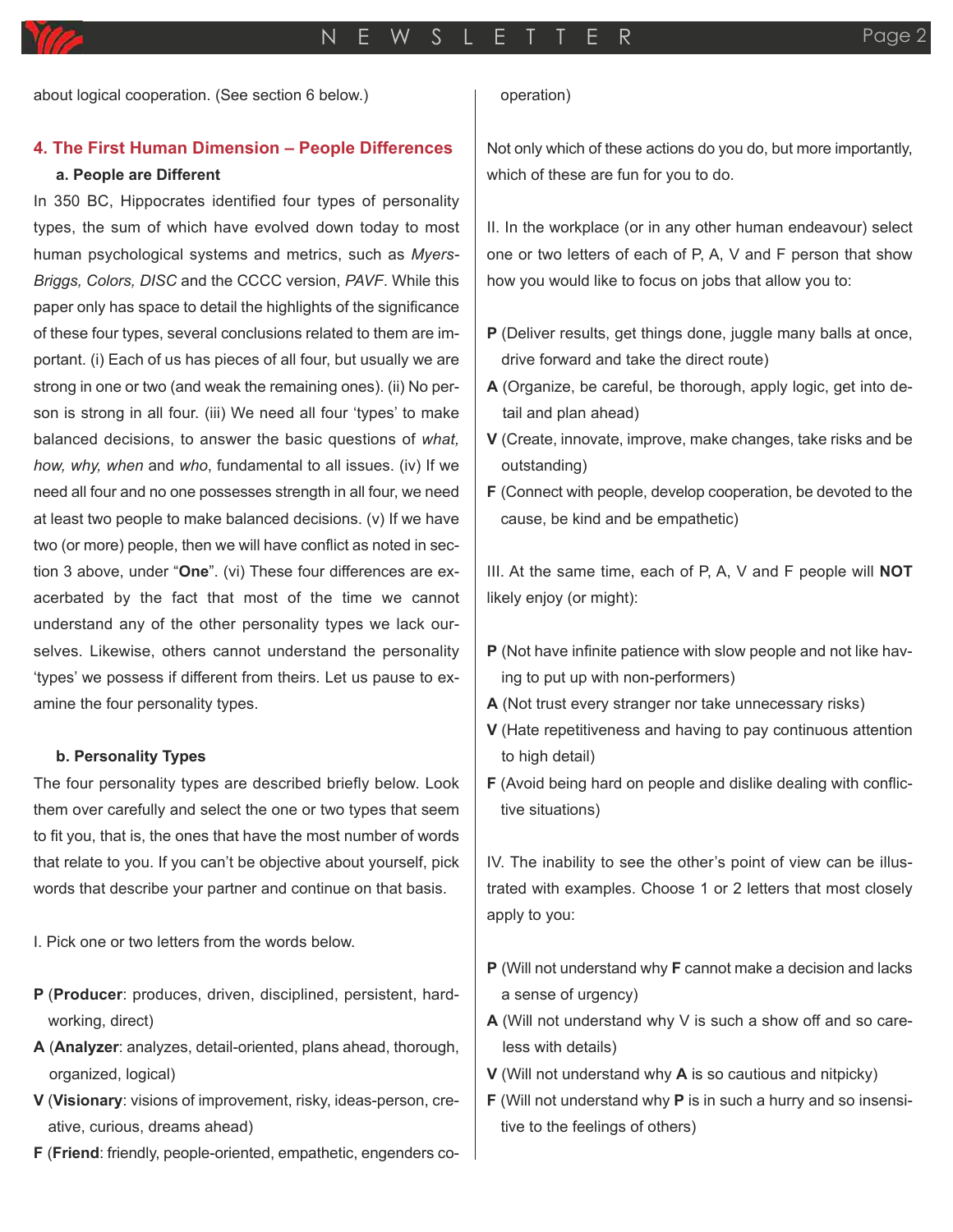about logical cooperation. (See section 6 below.)

## 4. The First Human Dimension – People Differences

### a. People are Different

In 350 BC, Hippocrates identified four types of personality types, the sum of which have evolved down today to most human psychological systems and metrics, such as *Myers-Briggs, Colors, DISC* and the CCCC version, *PAVF*. While this paper only has space to detail the highlights of the significance of these four types, several conclusions related to them are important. (i) Each of us has pieces of all four, but usually we are strong in one or two (and weak the remaining ones). (ii) No person is strong in all four. (iii) We need all four 'types' to make balanced decisions, to answer the basic questions of *what, how, why, when* and *who*, fundamental to all issues. (iv) If we need all four and no one possesses strength in all four, we need at least two people to make balanced decisions. (v) If we have two (or more) people, then we will have conflict as noted in section 3 above, under "**One**". (vi) These four differences are exacerbated by the fact that most of the time we cannot understand any of the other personality types we lack ourselves. Likewise, others cannot understand the personality 'types' we possess if different from theirs. Let us pause to examine the four personality types.

### b. Personality Types

The four personality types are described briefly below. Look them over carefully and select the one or two types that seem to fit you, that is, the ones that have the most number of words that relate to you. If you can't be objective about yourself, pick words that describe your partner and continue on that basis.

I. Pick one or two letters from the words below.

- **P** (**Producer**: produces, driven, disciplined, persistent, hard-working, direct)
- **A** (**Analyzer**: analyzes, detail-oriented, plans ahead, thorough, organized, logical)
- **V** (**Visionary**: visions of improvement, risky, ideas-person, creative, curious, dreams ahead)
- **F** (**Friend**: friendly, people-oriented, empathetic, engenders co-operation)

Not only which of these actions do you do, but more importantly, which of these are fun for you to do.

II. In the workplace (or in any other human endeavour) select one or two letters of each of P, A, V and F person that show how you would like to focus on jobs that allow you to:

- **P** (Deliver results, get things done, juggle many balls at once, drive forward and take the direct route)
- **A** (Organize, be careful, be thorough, apply logic, get into detail and plan ahead)
- **V** (Create, innovate, improve, make changes, take risks and be outstanding)
- **F** (Connect with people, develop cooperation, be devoted to the cause, be kind and be empathetic)

III. At the same time, each of P, A, V and F people will **NOT** likely enjoy (or might):

- **P** (Not have infinite patience with slow people and not like having to put up with non-performers)
- **A** (Not trust every stranger nor take unnecessary risks)
- **V** (Hate repetitiveness and having to pay continuous attention to high detail)
- **F** (Avoid being hard on people and dislike dealing with conflictive situations)

IV. The inability to see the other's point of view can be illustrated with examples. Choose 1 or 2 letters that most closely apply to you:

- **P** (Will not understand why **F** cannot make a decision and lacks a sense of urgency)
- **A** (Will not understand why V is such a show off and so careless with details)
- **V** (Will not understand why **A** is so cautious and nitpicky)
- **F** (Will not understand why **P** is in such a hurry and so insensitive to the feelings of others)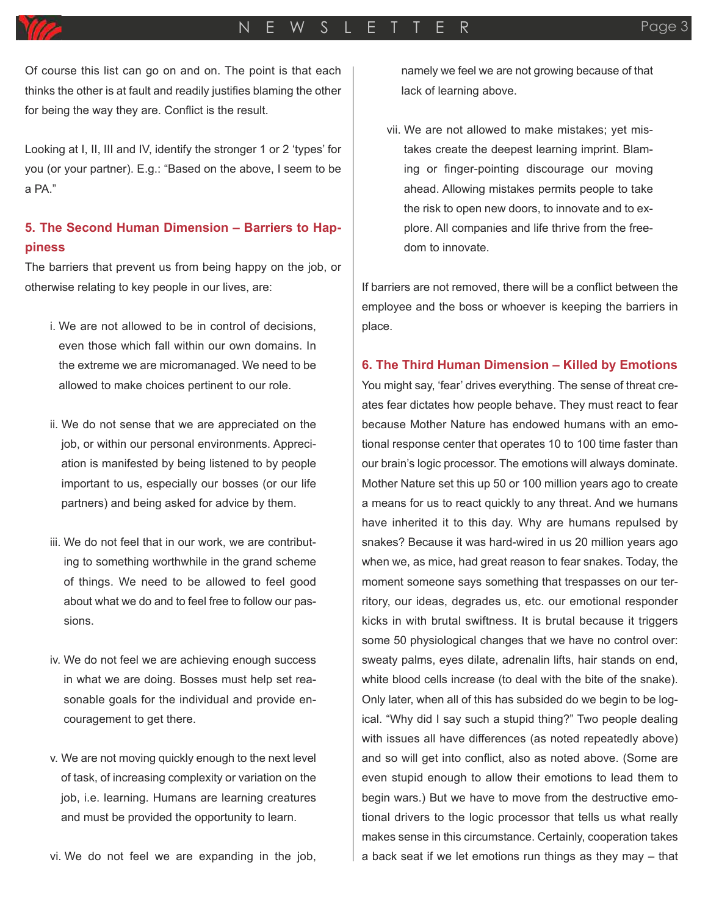Of course this list can go on and on. The point is that each thinks the other is at fault and readily justifies blaming the other for being the way they are. Conflict is the result.

Looking at I, II, III and IV, identify the stronger 1 or 2 'types' for you (or your partner). E.g.: "Based on the above, I seem to be a PA."

## 5. The Second Human Dimension – Barriers to Happiness

The barriers that prevent us from being happy on the job, or otherwise relating to key people in our lives, are:

i. We are not allowed to be in control of decisions, even those which fall within our own domains. In the extreme we are micromanaged. We need to be allowed to make choices pertinent to our role.

ii. We do not sense that we are appreciated on the job, or within our personal environments. Appreciation is manifested by being listened to by people important to us, especially our bosses (or our life partners) and being asked for advice by them.

iii. We do not feel that in our work, we are contributing to something worthwhile in the grand scheme of things. We need to be allowed to feel good about what we do and to feel free to follow our passions.

iv. We do not feel we are achieving enough success in what we are doing. Bosses must help set reasonable goals for the individual and provide encouragement to get there.

v. We are not moving quickly enough to the next level of task, of increasing complexity or variation on the job, i.e. learning. Humans are learning creatures and must be provided the opportunity to learn.

vi. We do not feel we are expanding in the job, namely we feel we are not growing because of that lack of learning above.

vii. We are not allowed to make mistakes; yet mistakes create the deepest learning imprint. Blaming or finger-pointing discourage our moving ahead. Allowing mistakes permits people to take the risk to open new doors, to innovate and to explore. All companies and life thrive from the freedom to innovate.

If barriers are not removed, there will be a conflict between the employee and the boss or whoever is keeping the barriers in place.

## 6. The Third Human Dimension – Killed by Emotions

You might say, 'fear' drives everything. The sense of threat creates fear dictates how people behave. They must react to fear because Mother Nature has endowed humans with an emotional response center that operates 10 to 100 time faster than our brain's logic processor. The emotions will always dominate. Mother Nature set this up 50 or 100 million years ago to create a means for us to react quickly to any threat. And we humans have inherited it to this day. Why are humans repulsed by snakes? Because it was hard-wired in us 20 million years ago when we, as mice, had great reason to fear snakes. Today, the moment someone says something that trespasses on our territory, our ideas, degrades us, etc. our emotional responder kicks in with brutal swiftness. It is brutal because it triggers some 50 physiological changes that we have no control over: sweaty palms, eyes dilate, adrenalin lifts, hair stands on end, white blood cells increase (to deal with the bite of the snake). Only later, when all of this has subsided do we begin to be logical. "Why did I say such a stupid thing?" Two people dealing with issues all have differences (as noted repeatedly above) and so will get into conflict, also as noted above. (Some are even stupid enough to allow their emotions to lead them to begin wars.) But we have to move from the destructive emotional drivers to the logic processor that tells us what really makes sense in this circumstance. Certainly, cooperation takes a back seat if we let emotions run things as they may – that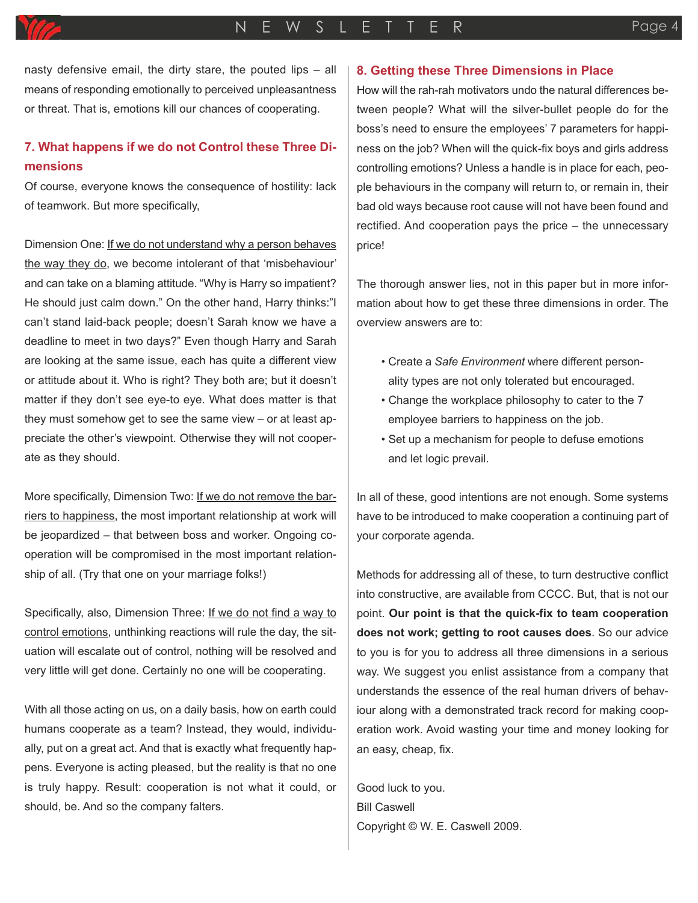nasty defensive email, the dirty stare, the pouted lips – all means of responding emotionally to perceived unpleasantness or threat. That is, emotions kill our chances of cooperating.

## 7. What happens if we do not Control these Three Dimensions

Of course, everyone knows the consequence of hostility: lack of teamwork. But more specifically,

Dimension One: <u>If we do not understand why a person behaves the way they do</u>, we become intolerant of that 'misbehaviour' and can take on a blaming attitude. "Why is Harry so impatient? He should just calm down." On the other hand, Harry thinks:"I can't stand laid-back people; doesn't Sarah know we have a deadline to meet in two days?" Even though Harry and Sarah are looking at the same issue, each has quite a different view or attitude about it. Who is right? They both are; but it doesn't matter if they don't see eye-to eye. What does matter is that they must somehow get to see the same view – or at least appreciate the other's viewpoint. Otherwise they will not cooperate as they should.

More specifically, Dimension Two: <u>If we do not remove the barriers to happiness</u>, the most important relationship at work will be jeopardized – that between boss and worker. Ongoing cooperation will be compromised in the most important relationship of all. (Try that one on your marriage folks!)

Specifically, also, Dimension Three: <u>If we do not find a way to control emotions</u>, unthinking reactions will rule the day, the situation will escalate out of control, nothing will be resolved and very little will get done. Certainly no one will be cooperating.

With all those acting on us, on a daily basis, how on earth could humans cooperate as a team? Instead, they would, individually, put on a great act. And that is exactly what frequently happens. Everyone is acting pleased, but the reality is that no one is truly happy. Result: cooperation is not what it could, or should, be. And so the company falters.

## 8. Getting these Three Dimensions in Place

How will the rah-rah motivators undo the natural differences between people? What will the silver-bullet people do for the boss's need to ensure the employees' 7 parameters for happiness on the job? When will the quick-fix boys and girls address controlling emotions? Unless a handle is in place for each, people behaviours in the company will return to, or remain in, their bad old ways because root cause will not have been found and rectified. And cooperation pays the price – the unnecessary price!

The thorough answer lies, not in this paper but in more information about how to get these three dimensions in order. The overview answers are to:

- Create a *Safe Environment* where different personality types are not only tolerated but encouraged.
- Change the workplace philosophy to cater to the 7 employee barriers to happiness on the job.
- Set up a mechanism for people to defuse emotions and let logic prevail.

In all of these, good intentions are not enough. Some systems have to be introduced to make cooperation a continuing part of your corporate agenda.

Methods for addressing all of these, to turn destructive conflict into constructive, are available from CCCC. But, that is not our point. **Our point is that the quick-fix to team cooperation does not work; getting to root causes does**. So our advice to you is for you to address all three dimensions in a serious way. We suggest you enlist assistance from a company that understands the essence of the real human drivers of behaviour along with a demonstrated track record for making cooperation work. Avoid wasting your time and money looking for an easy, cheap, fix.

Good luck to you.
Bill Caswell
Copyright © W. E. Caswell 2009.